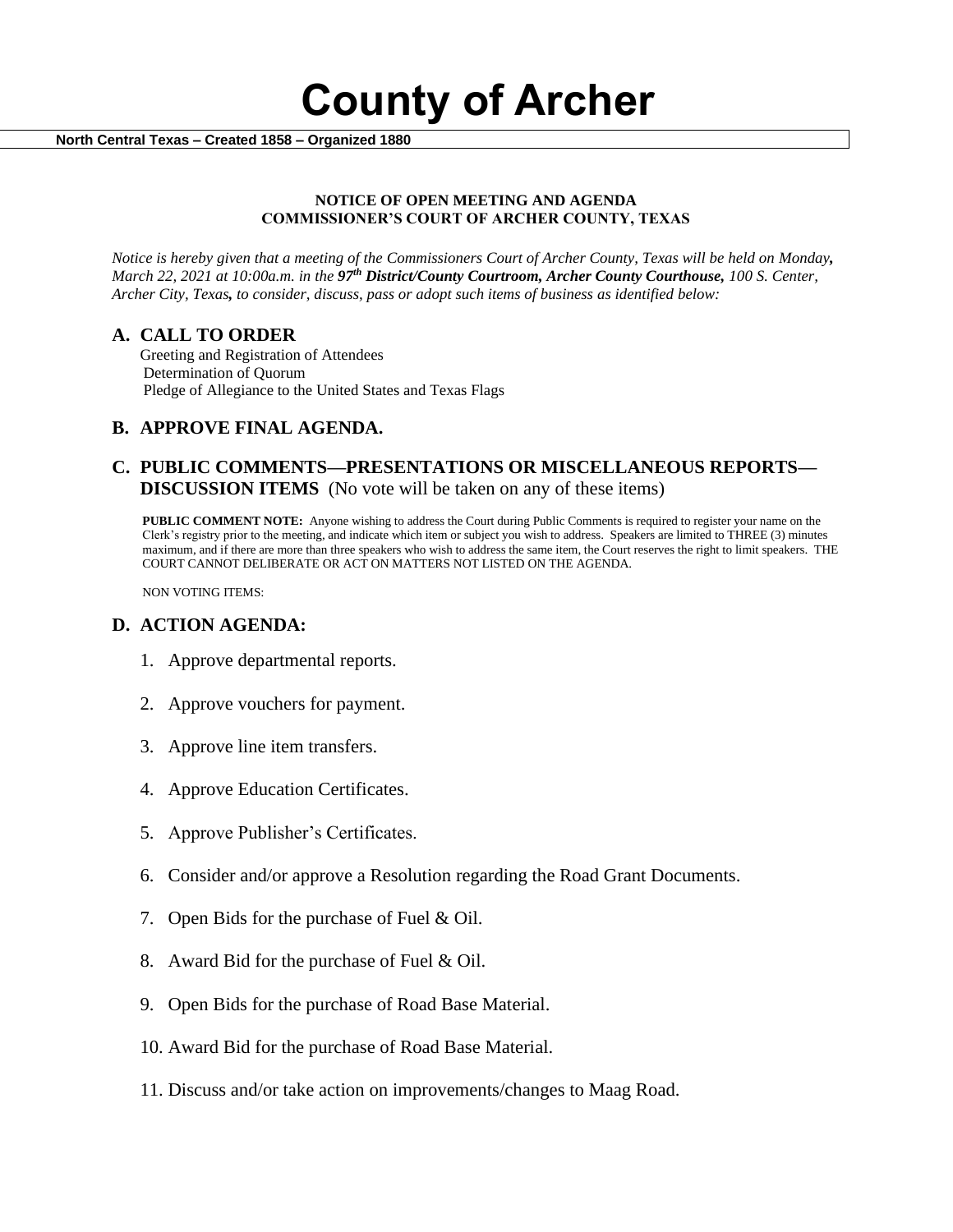# County of Archer

**North Central Texas – Created 1858 – Organized 1880**

**NOTICE OF OPEN MEETING AND AGENDA**
**COMMISSIONER'S COURT OF ARCHER COUNTY, TEXAS**

*Notice is hereby given that a meeting of the Commissioners Court of Archer County, Texas will be held on Monday, March 22, 2021 at 10:00a.m. in the **97th District/County Courtroom, Archer County Courthouse,** 100 S. Center, Archer City, Texas, to consider, discuss, pass or adopt such items of business as identified below:*

## A. CALL TO ORDER

Greeting and Registration of Attendees
Determination of Quorum
Pledge of Allegiance to the United States and Texas Flags

## B. APPROVE FINAL AGENDA.

## C. PUBLIC COMMENTS—PRESENTATIONS OR MISCELLANEOUS REPORTS—DISCUSSION ITEMS (No vote will be taken on any of these items)

**PUBLIC COMMENT NOTE:** Anyone wishing to address the Court during Public Comments is required to register your name on the Clerk's registry prior to the meeting, and indicate which item or subject you wish to address. Speakers are limited to THREE (3) minutes maximum, and if there are more than three speakers who wish to address the same item, the Court reserves the right to limit speakers. THE COURT CANNOT DELIBERATE OR ACT ON MATTERS NOT LISTED ON THE AGENDA.

NON VOTING ITEMS:

## D. ACTION AGENDA:

1. Approve departmental reports.
2. Approve vouchers for payment.
3. Approve line item transfers.
4. Approve Education Certificates.
5. Approve Publisher's Certificates.
6. Consider and/or approve a Resolution regarding the Road Grant Documents.
7. Open Bids for the purchase of Fuel & Oil.
8. Award Bid for the purchase of Fuel & Oil.
9. Open Bids for the purchase of Road Base Material.
10. Award Bid for the purchase of Road Base Material.
11. Discuss and/or take action on improvements/changes to Maag Road.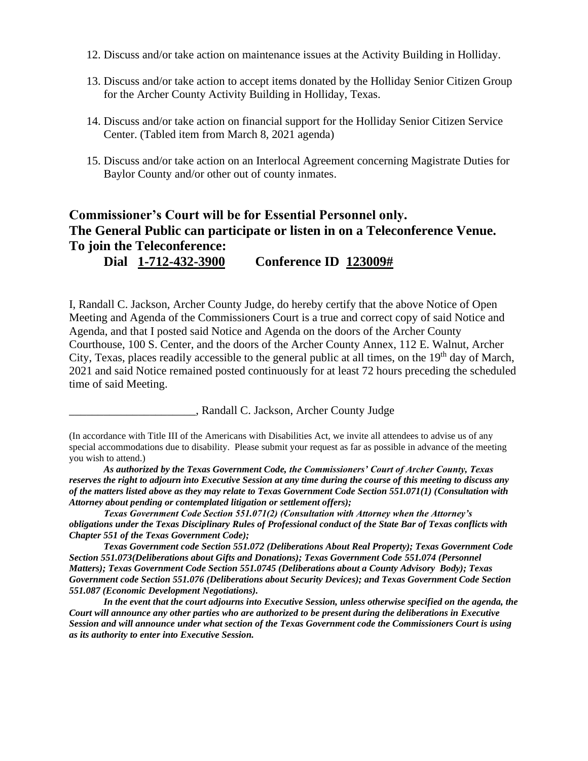12. Discuss and/or take action on maintenance issues at the Activity Building in Holliday.

13. Discuss and/or take action to accept items donated by the Holliday Senior Citizen Group for the Archer County Activity Building in Holliday, Texas.

14. Discuss and/or take action on financial support for the Holliday Senior Citizen Service Center. (Tabled item from March 8, 2021 agenda)

15. Discuss and/or take action on an Interlocal Agreement concerning Magistrate Duties for Baylor County and/or other out of county inmates.

**Commissioner's Court will be for Essential Personnel only.**
**The General Public can participate or listen in on a Teleconference Venue.**
**To join the Teleconference:**
**Dial 1-712-432-3900 Conference ID 123009#**

I, Randall C. Jackson, Archer County Judge, do hereby certify that the above Notice of Open Meeting and Agenda of the Commissioners Court is a true and correct copy of said Notice and Agenda, and that I posted said Notice and Agenda on the doors of the Archer County Courthouse, 100 S. Center, and the doors of the Archer County Annex, 112 E. Walnut, Archer City, Texas, places readily accessible to the general public at all times, on the 19th day of March, 2021 and said Notice remained posted continuously for at least 72 hours preceding the scheduled time of said Meeting.

______________________, Randall C. Jackson, Archer County Judge

(In accordance with Title III of the Americans with Disabilities Act, we invite all attendees to advise us of any special accommodations due to disability. Please submit your request as far as possible in advance of the meeting you wish to attend.)

***As authorized by the Texas Government Code, the Commissioners' Court of Archer County, Texas reserves the right to adjourn into Executive Session at any time during the course of this meeting to discuss any of the matters listed above as they may relate to Texas Government Code Section 551.071(1) (Consultation with Attorney about pending or contemplated litigation or settlement offers);***

***Texas Government Code Section 551.071(2) (Consultation with Attorney when the Attorney's obligations under the Texas Disciplinary Rules of Professional conduct of the State Bar of Texas conflicts with Chapter 551 of the Texas Government Code);***

***Texas Government code Section 551.072 (Deliberations About Real Property); Texas Government Code Section 551.073(Deliberations about Gifts and Donations); Texas Government Code 551.074 (Personnel Matters); Texas Government Code Section 551.0745 (Deliberations about a County Advisory Body); Texas Government code Section 551.076 (Deliberations about Security Devices); and Texas Government Code Section 551.087 (Economic Development Negotiations).***

***In the event that the court adjourns into Executive Session, unless otherwise specified on the agenda, the Court will announce any other parties who are authorized to be present during the deliberations in Executive Session and will announce under what section of the Texas Government code the Commissioners Court is using as its authority to enter into Executive Session.***